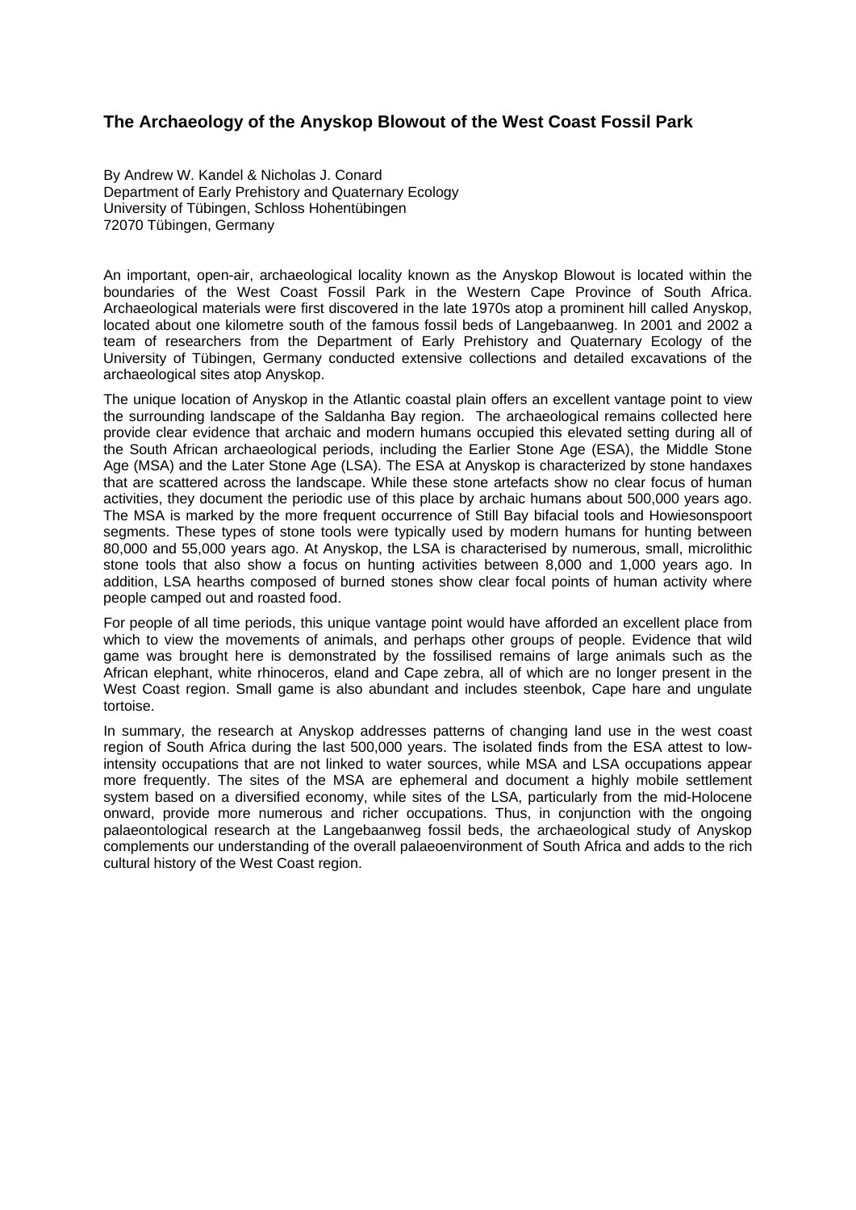# The Archaeology of the Anyskop Blowout of the West Coast Fossil Park

By Andrew W. Kandel & Nicholas J. Conard
Department of Early Prehistory and Quaternary Ecology
University of Tübingen, Schloss Hohentübingen
72070 Tübingen, Germany

An important, open-air, archaeological locality known as the Anyskop Blowout is located within the boundaries of the West Coast Fossil Park in the Western Cape Province of South Africa. Archaeological materials were first discovered in the late 1970s atop a prominent hill called Anyskop, located about one kilometre south of the famous fossil beds of Langebaanweg. In 2001 and 2002 a team of researchers from the Department of Early Prehistory and Quaternary Ecology of the University of Tübingen, Germany conducted extensive collections and detailed excavations of the archaeological sites atop Anyskop.

The unique location of Anyskop in the Atlantic coastal plain offers an excellent vantage point to view the surrounding landscape of the Saldanha Bay region. The archaeological remains collected here provide clear evidence that archaic and modern humans occupied this elevated setting during all of the South African archaeological periods, including the Earlier Stone Age (ESA), the Middle Stone Age (MSA) and the Later Stone Age (LSA). The ESA at Anyskop is characterized by stone handaxes that are scattered across the landscape. While these stone artefacts show no clear focus of human activities, they document the periodic use of this place by archaic humans about 500,000 years ago. The MSA is marked by the more frequent occurrence of Still Bay bifacial tools and Howiesonspoort segments. These types of stone tools were typically used by modern humans for hunting between 80,000 and 55,000 years ago. At Anyskop, the LSA is characterised by numerous, small, microlithic stone tools that also show a focus on hunting activities between 8,000 and 1,000 years ago. In addition, LSA hearths composed of burned stones show clear focal points of human activity where people camped out and roasted food.

For people of all time periods, this unique vantage point would have afforded an excellent place from which to view the movements of animals, and perhaps other groups of people. Evidence that wild game was brought here is demonstrated by the fossilised remains of large animals such as the African elephant, white rhinoceros, eland and Cape zebra, all of which are no longer present in the West Coast region. Small game is also abundant and includes steenbok, Cape hare and ungulate tortoise.

In summary, the research at Anyskop addresses patterns of changing land use in the west coast region of South Africa during the last 500,000 years. The isolated finds from the ESA attest to low-intensity occupations that are not linked to water sources, while MSA and LSA occupations appear more frequently. The sites of the MSA are ephemeral and document a highly mobile settlement system based on a diversified economy, while sites of the LSA, particularly from the mid-Holocene onward, provide more numerous and richer occupations. Thus, in conjunction with the ongoing palaeontological research at the Langebaanweg fossil beds, the archaeological study of Anyskop complements our understanding of the overall palaeoenvironment of South Africa and adds to the rich cultural history of the West Coast region.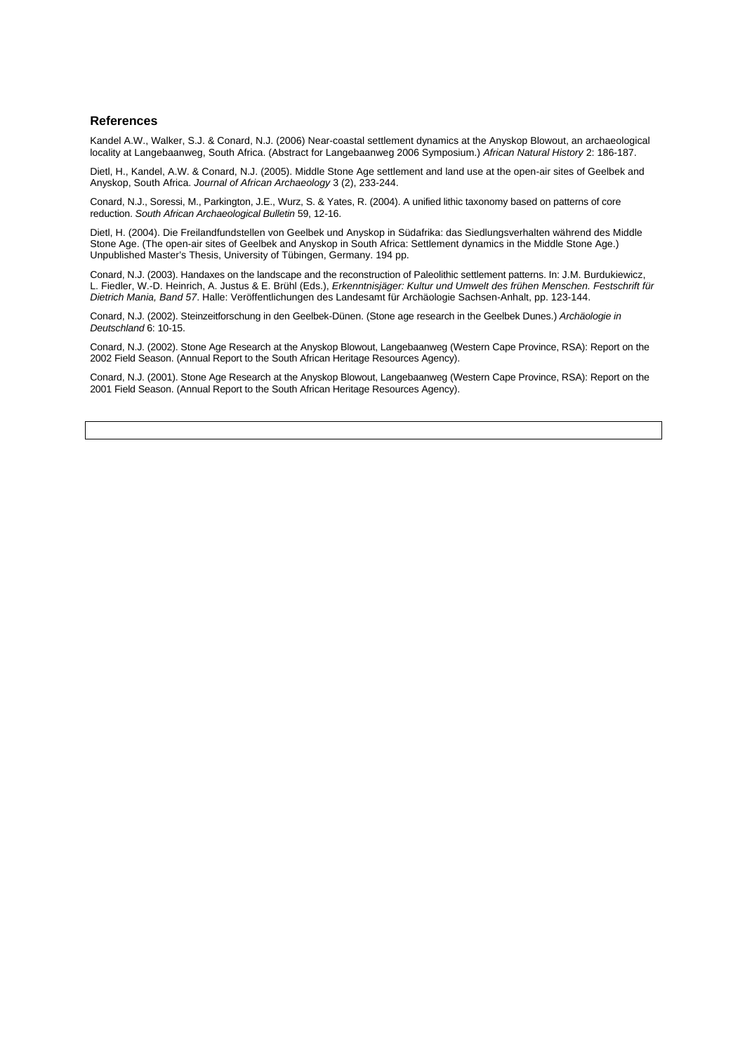## References

Kandel A.W., Walker, S.J. & Conard, N.J. (2006) Near-coastal settlement dynamics at the Anyskop Blowout, an archaeological locality at Langebaanweg, South Africa. (Abstract for Langebaanweg 2006 Symposium.) *African Natural History* 2: 186-187.

Dietl, H., Kandel, A.W. & Conard, N.J. (2005). Middle Stone Age settlement and land use at the open-air sites of Geelbek and Anyskop, South Africa. *Journal of African Archaeology* 3 (2), 233-244.

Conard, N.J., Soressi, M., Parkington, J.E., Wurz, S. & Yates, R. (2004). A unified lithic taxonomy based on patterns of core reduction. *South African Archaeological Bulletin* 59, 12-16.

Dietl, H. (2004). Die Freilandfundstellen von Geelbek und Anyskop in Südafrika: das Siedlungsverhalten während des Middle Stone Age. (The open-air sites of Geelbek and Anyskop in South Africa: Settlement dynamics in the Middle Stone Age.) Unpublished Master's Thesis, University of Tübingen, Germany. 194 pp.

Conard, N.J. (2003). Handaxes on the landscape and the reconstruction of Paleolithic settlement patterns. In: J.M. Burdukiewicz, L. Fiedler, W.-D. Heinrich, A. Justus & E. Brühl (Eds.), *Erkenntnisjäger: Kultur und Umwelt des frühen Menschen. Festschrift für Dietrich Mania, Band 57*. Halle: Veröffentlichungen des Landesamt für Archäologie Sachsen-Anhalt, pp. 123-144.

Conard, N.J. (2002). Steinzeitforschung in den Geelbek-Dünen. (Stone age research in the Geelbek Dunes.) *Archäologie in Deutschland* 6: 10-15.

Conard, N.J. (2002). Stone Age Research at the Anyskop Blowout, Langebaanweg (Western Cape Province, RSA): Report on the 2002 Field Season. (Annual Report to the South African Heritage Resources Agency).

Conard, N.J. (2001). Stone Age Research at the Anyskop Blowout, Langebaanweg (Western Cape Province, RSA): Report on the 2001 Field Season. (Annual Report to the South African Heritage Resources Agency).